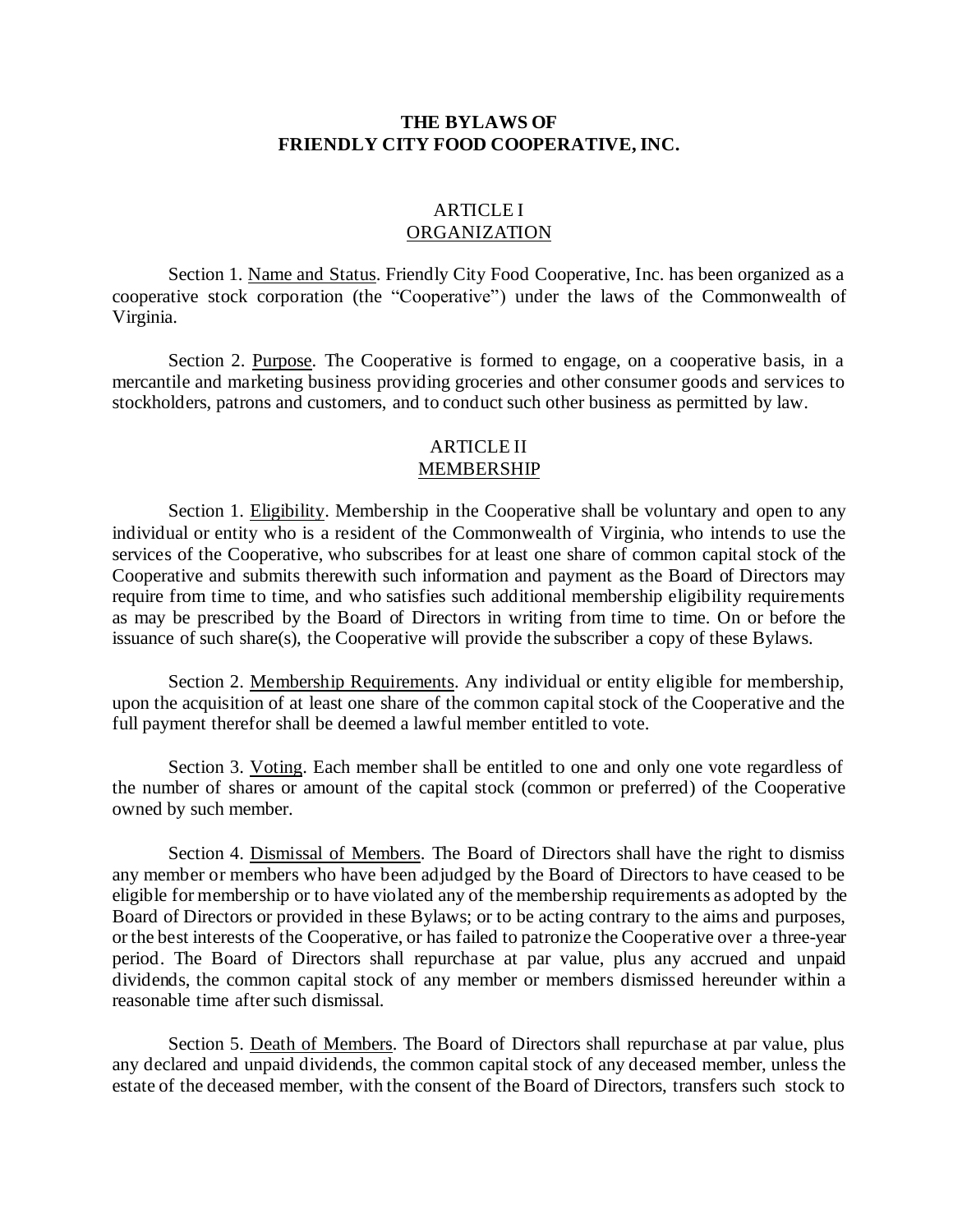# THE BYLAWS OF FRIENDLY CITY FOOD COOPERATIVE, INC.

## ARTICLE I
## ORGANIZATION

Section 1. Name and Status. Friendly City Food Cooperative, Inc. has been organized as a cooperative stock corporation (the "Cooperative") under the laws of the Commonwealth of Virginia.

Section 2. Purpose. The Cooperative is formed to engage, on a cooperative basis, in a mercantile and marketing business providing groceries and other consumer goods and services to stockholders, patrons and customers, and to conduct such other business as permitted by law.

## ARTICLE II
## MEMBERSHIP

Section 1. Eligibility. Membership in the Cooperative shall be voluntary and open to any individual or entity who is a resident of the Commonwealth of Virginia, who intends to use the services of the Cooperative, who subscribes for at least one share of common capital stock of the Cooperative and submits therewith such information and payment as the Board of Directors may require from time to time, and who satisfies such additional membership eligibility requirements as may be prescribed by the Board of Directors in writing from time to time. On or before the issuance of such share(s), the Cooperative will provide the subscriber a copy of these Bylaws.

Section 2. Membership Requirements. Any individual or entity eligible for membership, upon the acquisition of at least one share of the common capital stock of the Cooperative and the full payment therefor shall be deemed a lawful member entitled to vote.

Section 3. Voting. Each member shall be entitled to one and only one vote regardless of the number of shares or amount of the capital stock (common or preferred) of the Cooperative owned by such member.

Section 4. Dismissal of Members. The Board of Directors shall have the right to dismiss any member or members who have been adjudged by the Board of Directors to have ceased to be eligible for membership or to have violated any of the membership requirements as adopted by the Board of Directors or provided in these Bylaws; or to be acting contrary to the aims and purposes, or the best interests of the Cooperative, or has failed to patronize the Cooperative over a three-year period. The Board of Directors shall repurchase at par value, plus any accrued and unpaid dividends, the common capital stock of any member or members dismissed hereunder within a reasonable time after such dismissal.

Section 5. Death of Members. The Board of Directors shall repurchase at par value, plus any declared and unpaid dividends, the common capital stock of any deceased member, unless the estate of the deceased member, with the consent of the Board of Directors, transfers such stock to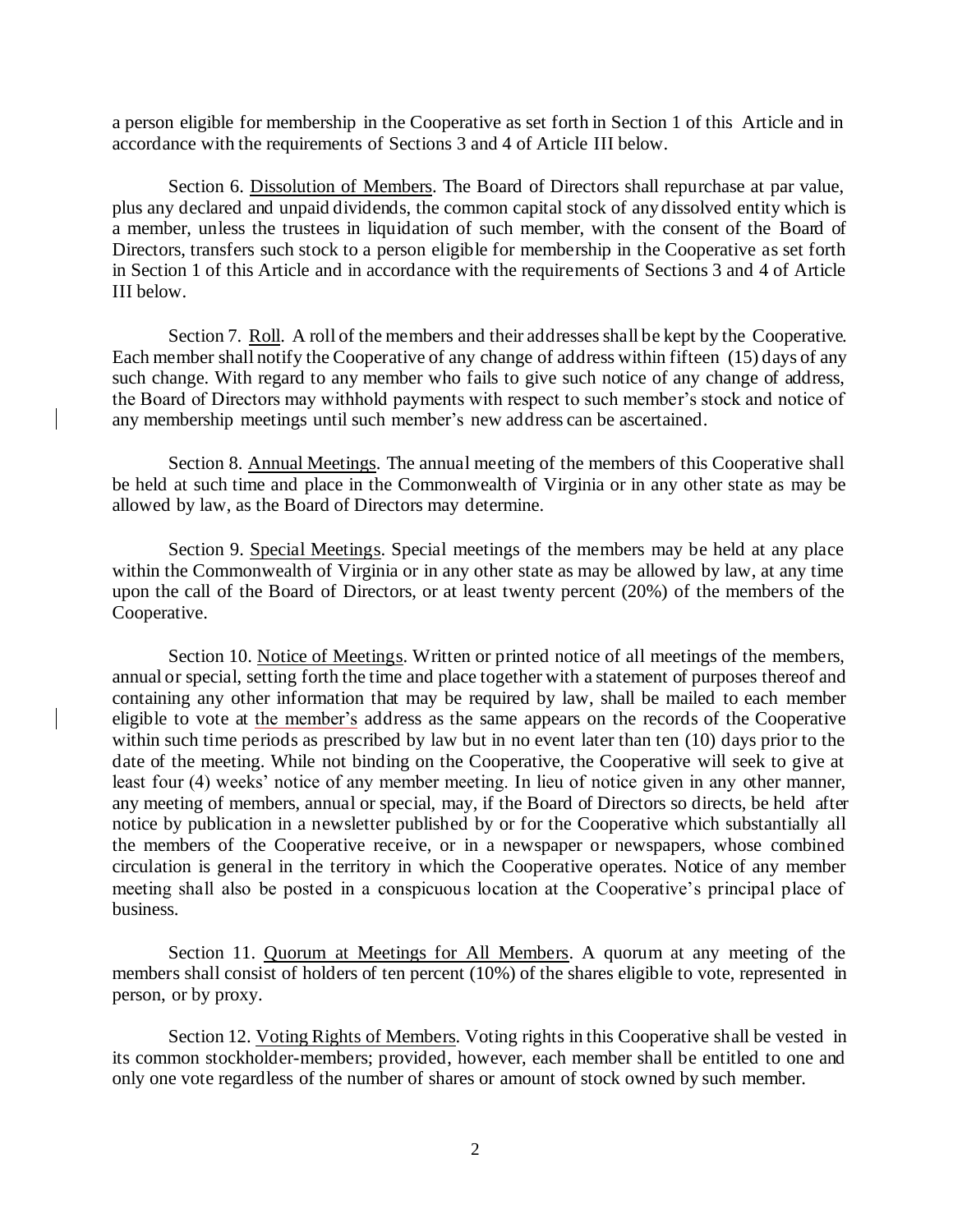a person eligible for membership in the Cooperative as set forth in Section 1 of this Article and in accordance with the requirements of Sections 3 and 4 of Article III below.

Section 6. Dissolution of Members. The Board of Directors shall repurchase at par value, plus any declared and unpaid dividends, the common capital stock of any dissolved entity which is a member, unless the trustees in liquidation of such member, with the consent of the Board of Directors, transfers such stock to a person eligible for membership in the Cooperative as set forth in Section 1 of this Article and in accordance with the requirements of Sections 3 and 4 of Article III below.

Section 7. Roll. A roll of the members and their addresses shall be kept by the Cooperative. Each member shall notify the Cooperative of any change of address within fifteen (15) days of any such change. With regard to any member who fails to give such notice of any change of address, the Board of Directors may withhold payments with respect to such member's stock and notice of any membership meetings until such member's new address can be ascertained.

Section 8. Annual Meetings. The annual meeting of the members of this Cooperative shall be held at such time and place in the Commonwealth of Virginia or in any other state as may be allowed by law, as the Board of Directors may determine.

Section 9. Special Meetings. Special meetings of the members may be held at any place within the Commonwealth of Virginia or in any other state as may be allowed by law, at any time upon the call of the Board of Directors, or at least twenty percent (20%) of the members of the Cooperative.

Section 10. Notice of Meetings. Written or printed notice of all meetings of the members, annual or special, setting forth the time and place together with a statement of purposes thereof and containing any other information that may be required by law, shall be mailed to each member eligible to vote at the member's address as the same appears on the records of the Cooperative within such time periods as prescribed by law but in no event later than ten (10) days prior to the date of the meeting. While not binding on the Cooperative, the Cooperative will seek to give at least four (4) weeks' notice of any member meeting. In lieu of notice given in any other manner, any meeting of members, annual or special, may, if the Board of Directors so directs, be held after notice by publication in a newsletter published by or for the Cooperative which substantially all the members of the Cooperative receive, or in a newspaper or newspapers, whose combined circulation is general in the territory in which the Cooperative operates. Notice of any member meeting shall also be posted in a conspicuous location at the Cooperative's principal place of business.

Section 11. Quorum at Meetings for All Members. A quorum at any meeting of the members shall consist of holders of ten percent (10%) of the shares eligible to vote, represented in person, or by proxy.

Section 12. Voting Rights of Members. Voting rights in this Cooperative shall be vested in its common stockholder-members; provided, however, each member shall be entitled to one and only one vote regardless of the number of shares or amount of stock owned by such member.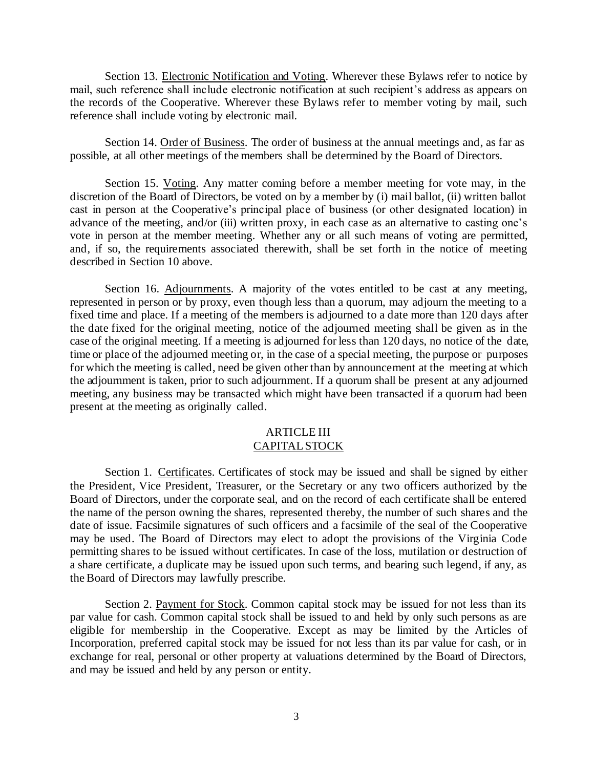Section 13. Electronic Notification and Voting. Wherever these Bylaws refer to notice by mail, such reference shall include electronic notification at such recipient's address as appears on the records of the Cooperative. Wherever these Bylaws refer to member voting by mail, such reference shall include voting by electronic mail.

Section 14. Order of Business. The order of business at the annual meetings and, as far as possible, at all other meetings of the members shall be determined by the Board of Directors.

Section 15. Voting. Any matter coming before a member meeting for vote may, in the discretion of the Board of Directors, be voted on by a member by (i) mail ballot, (ii) written ballot cast in person at the Cooperative's principal place of business (or other designated location) in advance of the meeting, and/or (iii) written proxy, in each case as an alternative to casting one's vote in person at the member meeting. Whether any or all such means of voting are permitted, and, if so, the requirements associated therewith, shall be set forth in the notice of meeting described in Section 10 above.

Section 16. Adjournments. A majority of the votes entitled to be cast at any meeting, represented in person or by proxy, even though less than a quorum, may adjourn the meeting to a fixed time and place. If a meeting of the members is adjourned to a date more than 120 days after the date fixed for the original meeting, notice of the adjourned meeting shall be given as in the case of the original meeting. If a meeting is adjourned for less than 120 days, no notice of the date, time or place of the adjourned meeting or, in the case of a special meeting, the purpose or purposes for which the meeting is called, need be given other than by announcement at the meeting at which the adjournment is taken, prior to such adjournment. If a quorum shall be present at any adjourned meeting, any business may be transacted which might have been transacted if a quorum had been present at the meeting as originally called.

## ARTICLE III
## CAPITAL STOCK

Section 1. Certificates. Certificates of stock may be issued and shall be signed by either the President, Vice President, Treasurer, or the Secretary or any two officers authorized by the Board of Directors, under the corporate seal, and on the record of each certificate shall be entered the name of the person owning the shares, represented thereby, the number of such shares and the date of issue. Facsimile signatures of such officers and a facsimile of the seal of the Cooperative may be used. The Board of Directors may elect to adopt the provisions of the Virginia Code permitting shares to be issued without certificates. In case of the loss, mutilation or destruction of a share certificate, a duplicate may be issued upon such terms, and bearing such legend, if any, as the Board of Directors may lawfully prescribe.

Section 2. Payment for Stock. Common capital stock may be issued for not less than its par value for cash. Common capital stock shall be issued to and held by only such persons as are eligible for membership in the Cooperative. Except as may be limited by the Articles of Incorporation, preferred capital stock may be issued for not less than its par value for cash, or in exchange for real, personal or other property at valuations determined by the Board of Directors, and may be issued and held by any person or entity.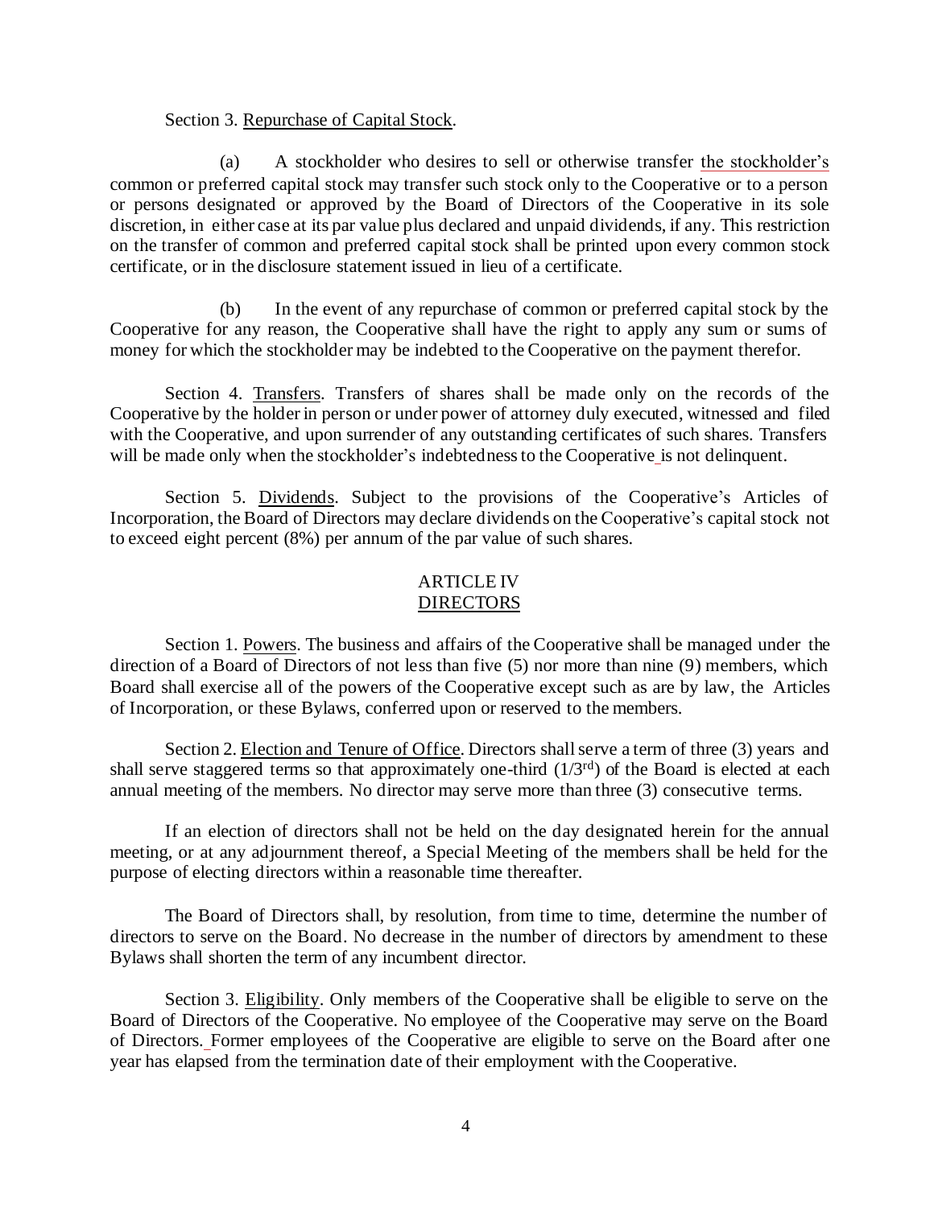Section 3. Repurchase of Capital Stock.

(a) A stockholder who desires to sell or otherwise transfer the stockholder's common or preferred capital stock may transfer such stock only to the Cooperative or to a person or persons designated or approved by the Board of Directors of the Cooperative in its sole discretion, in either case at its par value plus declared and unpaid dividends, if any. This restriction on the transfer of common and preferred capital stock shall be printed upon every common stock certificate, or in the disclosure statement issued in lieu of a certificate.

(b) In the event of any repurchase of common or preferred capital stock by the Cooperative for any reason, the Cooperative shall have the right to apply any sum or sums of money for which the stockholder may be indebted to the Cooperative on the payment therefor.

Section 4. Transfers. Transfers of shares shall be made only on the records of the Cooperative by the holder in person or under power of attorney duly executed, witnessed and filed with the Cooperative, and upon surrender of any outstanding certificates of such shares. Transfers will be made only when the stockholder's indebtedness to the Cooperative is not delinquent.

Section 5. Dividends. Subject to the provisions of the Cooperative's Articles of Incorporation, the Board of Directors may declare dividends on the Cooperative's capital stock not to exceed eight percent (8%) per annum of the par value of such shares.

## ARTICLE IV
## DIRECTORS

Section 1. Powers. The business and affairs of the Cooperative shall be managed under the direction of a Board of Directors of not less than five (5) nor more than nine (9) members, which Board shall exercise all of the powers of the Cooperative except such as are by law, the Articles of Incorporation, or these Bylaws, conferred upon or reserved to the members.

Section 2. Election and Tenure of Office. Directors shall serve a term of three (3) years and shall serve staggered terms so that approximately one-third (1/3rd) of the Board is elected at each annual meeting of the members. No director may serve more than three (3) consecutive terms.

If an election of directors shall not be held on the day designated herein for the annual meeting, or at any adjournment thereof, a Special Meeting of the members shall be held for the purpose of electing directors within a reasonable time thereafter.

The Board of Directors shall, by resolution, from time to time, determine the number of directors to serve on the Board. No decrease in the number of directors by amendment to these Bylaws shall shorten the term of any incumbent director.

Section 3. Eligibility. Only members of the Cooperative shall be eligible to serve on the Board of Directors of the Cooperative. No employee of the Cooperative may serve on the Board of Directors. Former employees of the Cooperative are eligible to serve on the Board after one year has elapsed from the termination date of their employment with the Cooperative.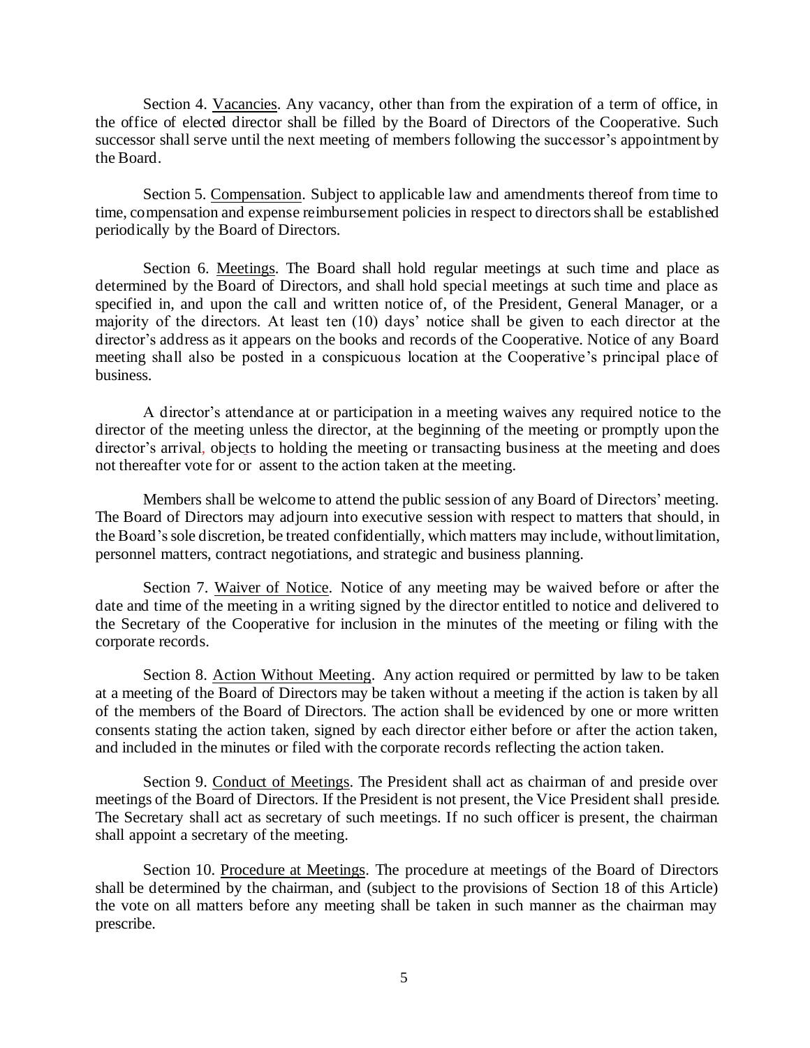Section 4. Vacancies. Any vacancy, other than from the expiration of a term of office, in the office of elected director shall be filled by the Board of Directors of the Cooperative. Such successor shall serve until the next meeting of members following the successor's appointment by the Board.

Section 5. Compensation. Subject to applicable law and amendments thereof from time to time, compensation and expense reimbursement policies in respect to directors shall be established periodically by the Board of Directors.

Section 6. Meetings. The Board shall hold regular meetings at such time and place as determined by the Board of Directors, and shall hold special meetings at such time and place as specified in, and upon the call and written notice of, of the President, General Manager, or a majority of the directors. At least ten (10) days' notice shall be given to each director at the director's address as it appears on the books and records of the Cooperative. Notice of any Board meeting shall also be posted in a conspicuous location at the Cooperative's principal place of business.

A director's attendance at or participation in a meeting waives any required notice to the director of the meeting unless the director, at the beginning of the meeting or promptly upon the director's arrival, objects to holding the meeting or transacting business at the meeting and does not thereafter vote for or assent to the action taken at the meeting.

Members shall be welcome to attend the public session of any Board of Directors' meeting. The Board of Directors may adjourn into executive session with respect to matters that should, in the Board's sole discretion, be treated confidentially, which matters may include, without limitation, personnel matters, contract negotiations, and strategic and business planning.

Section 7. Waiver of Notice. Notice of any meeting may be waived before or after the date and time of the meeting in a writing signed by the director entitled to notice and delivered to the Secretary of the Cooperative for inclusion in the minutes of the meeting or filing with the corporate records.

Section 8. Action Without Meeting. Any action required or permitted by law to be taken at a meeting of the Board of Directors may be taken without a meeting if the action is taken by all of the members of the Board of Directors. The action shall be evidenced by one or more written consents stating the action taken, signed by each director either before or after the action taken, and included in the minutes or filed with the corporate records reflecting the action taken.

Section 9. Conduct of Meetings. The President shall act as chairman of and preside over meetings of the Board of Directors. If the President is not present, the Vice President shall preside. The Secretary shall act as secretary of such meetings. If no such officer is present, the chairman shall appoint a secretary of the meeting.

Section 10. Procedure at Meetings. The procedure at meetings of the Board of Directors shall be determined by the chairman, and (subject to the provisions of Section 18 of this Article) the vote on all matters before any meeting shall be taken in such manner as the chairman may prescribe.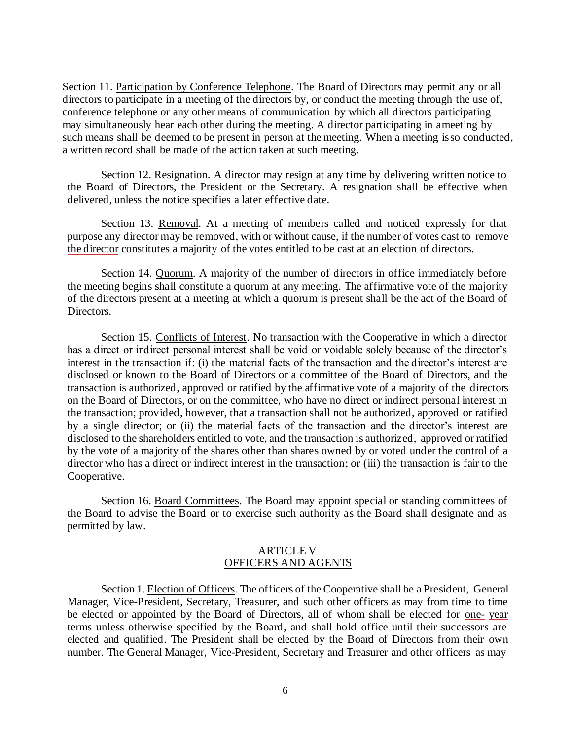Section 11. Participation by Conference Telephone. The Board of Directors may permit any or all directors to participate in a meeting of the directors by, or conduct the meeting through the use of, conference telephone or any other means of communication by which all directors participating may simultaneously hear each other during the meeting. A director participating in ameeting by such means shall be deemed to be present in person at the meeting. When a meeting isso conducted, a written record shall be made of the action taken at such meeting.

Section 12. Resignation. A director may resign at any time by delivering written notice to the Board of Directors, the President or the Secretary. A resignation shall be effective when delivered, unless the notice specifies a later effective date.

Section 13. Removal. At a meeting of members called and noticed expressly for that purpose any director may be removed, with or without cause, if the number of votes cast to remove the director constitutes a majority of the votes entitled to be cast at an election of directors.

Section 14. Quorum. A majority of the number of directors in office immediately before the meeting begins shall constitute a quorum at any meeting. The affirmative vote of the majority of the directors present at a meeting at which a quorum is present shall be the act of the Board of Directors.

Section 15. Conflicts of Interest. No transaction with the Cooperative in which a director has a direct or indirect personal interest shall be void or voidable solely because of the director's interest in the transaction if: (i) the material facts of the transaction and the director's interest are disclosed or known to the Board of Directors or a committee of the Board of Directors, and the transaction is authorized, approved or ratified by the affirmative vote of a majority of the directors on the Board of Directors, or on the committee, who have no direct or indirect personal interest in the transaction; provided, however, that a transaction shall not be authorized, approved or ratified by a single director; or (ii) the material facts of the transaction and the director's interest are disclosed to the shareholders entitled to vote, and the transaction is authorized, approved or ratified by the vote of a majority of the shares other than shares owned by or voted under the control of a director who has a direct or indirect interest in the transaction; or (iii) the transaction is fair to the Cooperative.

Section 16. Board Committees. The Board may appoint special or standing committees of the Board to advise the Board or to exercise such authority as the Board shall designate and as permitted by law.

## ARTICLE V
## OFFICERS AND AGENTS

Section 1. Election of Officers. The officers of the Cooperative shall be a President, General Manager, Vice-President, Secretary, Treasurer, and such other officers as may from time to time be elected or appointed by the Board of Directors, all of whom shall be elected for one- year terms unless otherwise specified by the Board, and shall hold office until their successors are elected and qualified. The President shall be elected by the Board of Directors from their own number. The General Manager, Vice-President, Secretary and Treasurer and other officers as may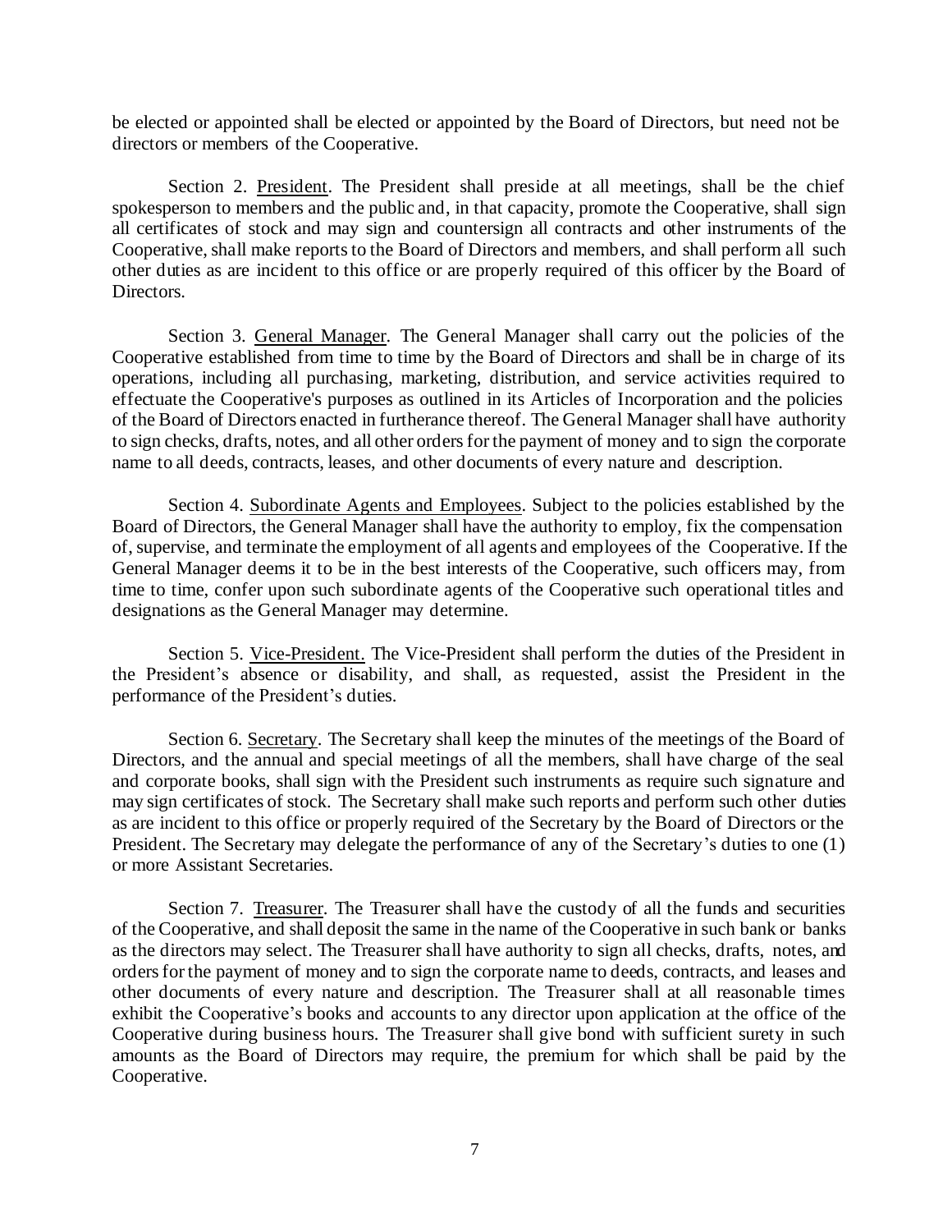be elected or appointed shall be elected or appointed by the Board of Directors, but need not be directors or members of the Cooperative.

Section 2. President. The President shall preside at all meetings, shall be the chief spokesperson to members and the public and, in that capacity, promote the Cooperative, shall sign all certificates of stock and may sign and countersign all contracts and other instruments of the Cooperative, shall make reports to the Board of Directors and members, and shall perform all such other duties as are incident to this office or are properly required of this officer by the Board of Directors.

Section 3. General Manager. The General Manager shall carry out the policies of the Cooperative established from time to time by the Board of Directors and shall be in charge of its operations, including all purchasing, marketing, distribution, and service activities required to effectuate the Cooperative's purposes as outlined in its Articles of Incorporation and the policies of the Board of Directors enacted in furtherance thereof. The General Manager shall have authority to sign checks, drafts, notes, and all other orders for the payment of money and to sign the corporate name to all deeds, contracts, leases, and other documents of every nature and description.

Section 4. Subordinate Agents and Employees. Subject to the policies established by the Board of Directors, the General Manager shall have the authority to employ, fix the compensation of, supervise, and terminate the employment of all agents and employees of the Cooperative. If the General Manager deems it to be in the best interests of the Cooperative, such officers may, from time to time, confer upon such subordinate agents of the Cooperative such operational titles and designations as the General Manager may determine.

Section 5. Vice-President. The Vice-President shall perform the duties of the President in the President's absence or disability, and shall, as requested, assist the President in the performance of the President's duties.

Section 6. Secretary. The Secretary shall keep the minutes of the meetings of the Board of Directors, and the annual and special meetings of all the members, shall have charge of the seal and corporate books, shall sign with the President such instruments as require such signature and may sign certificates of stock. The Secretary shall make such reports and perform such other duties as are incident to this office or properly required of the Secretary by the Board of Directors or the President. The Secretary may delegate the performance of any of the Secretary's duties to one (1) or more Assistant Secretaries.

Section 7. Treasurer. The Treasurer shall have the custody of all the funds and securities of the Cooperative, and shall deposit the same in the name of the Cooperative in such bank or banks as the directors may select. The Treasurer shall have authority to sign all checks, drafts, notes, and orders for the payment of money and to sign the corporate name to deeds, contracts, and leases and other documents of every nature and description. The Treasurer shall at all reasonable times exhibit the Cooperative's books and accounts to any director upon application at the office of the Cooperative during business hours. The Treasurer shall give bond with sufficient surety in such amounts as the Board of Directors may require, the premium for which shall be paid by the Cooperative.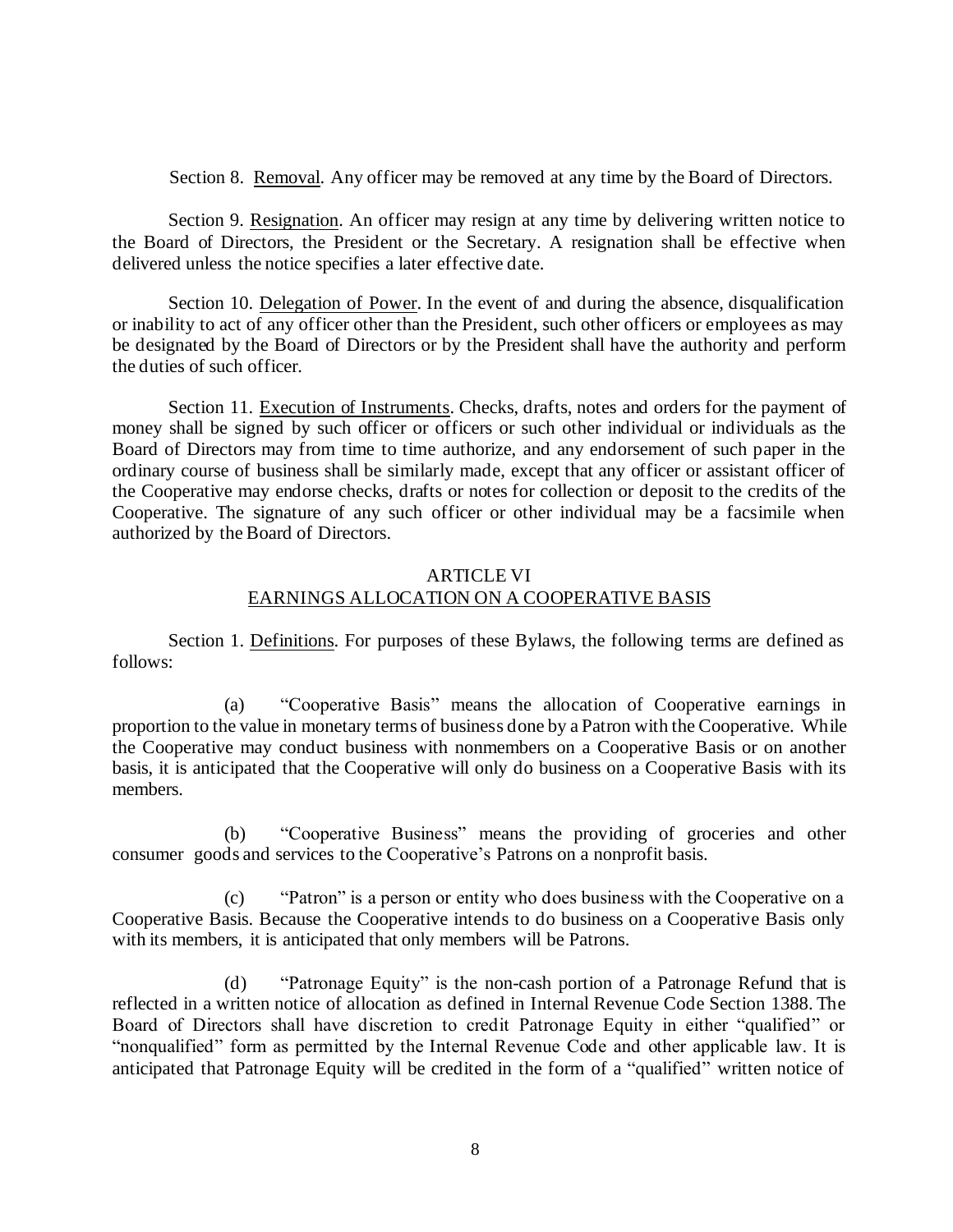Section 8. Removal. Any officer may be removed at any time by the Board of Directors.

Section 9. Resignation. An officer may resign at any time by delivering written notice to the Board of Directors, the President or the Secretary. A resignation shall be effective when delivered unless the notice specifies a later effective date.

Section 10. Delegation of Power. In the event of and during the absence, disqualification or inability to act of any officer other than the President, such other officers or employees as may be designated by the Board of Directors or by the President shall have the authority and perform the duties of such officer.

Section 11. Execution of Instruments. Checks, drafts, notes and orders for the payment of money shall be signed by such officer or officers or such other individual or individuals as the Board of Directors may from time to time authorize, and any endorsement of such paper in the ordinary course of business shall be similarly made, except that any officer or assistant officer of the Cooperative may endorse checks, drafts or notes for collection or deposit to the credits of the Cooperative. The signature of any such officer or other individual may be a facsimile when authorized by the Board of Directors.

## ARTICLE VI
## EARNINGS ALLOCATION ON A COOPERATIVE BASIS

Section 1. Definitions. For purposes of these Bylaws, the following terms are defined as follows:

(a) "Cooperative Basis" means the allocation of Cooperative earnings in proportion to the value in monetary terms of business done by a Patron with the Cooperative. While the Cooperative may conduct business with nonmembers on a Cooperative Basis or on another basis, it is anticipated that the Cooperative will only do business on a Cooperative Basis with its members.

(b) "Cooperative Business" means the providing of groceries and other consumer goods and services to the Cooperative's Patrons on a nonprofit basis.

(c) "Patron" is a person or entity who does business with the Cooperative on a Cooperative Basis. Because the Cooperative intends to do business on a Cooperative Basis only with its members, it is anticipated that only members will be Patrons.

(d) "Patronage Equity" is the non-cash portion of a Patronage Refund that is reflected in a written notice of allocation as defined in Internal Revenue Code Section 1388. The Board of Directors shall have discretion to credit Patronage Equity in either "qualified" or "nonqualified" form as permitted by the Internal Revenue Code and other applicable law. It is anticipated that Patronage Equity will be credited in the form of a "qualified" written notice of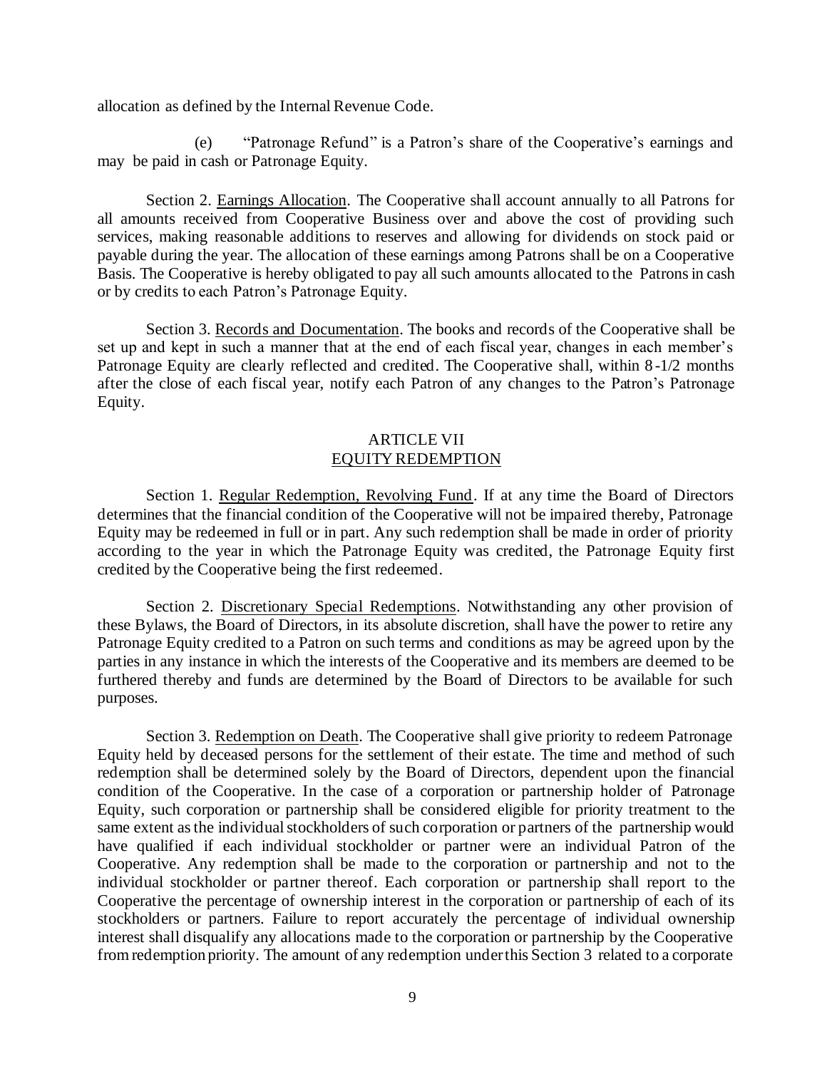allocation as defined by the Internal Revenue Code.

(e) "Patronage Refund" is a Patron's share of the Cooperative's earnings and may be paid in cash or Patronage Equity.

Section 2. Earnings Allocation. The Cooperative shall account annually to all Patrons for all amounts received from Cooperative Business over and above the cost of providing such services, making reasonable additions to reserves and allowing for dividends on stock paid or payable during the year. The allocation of these earnings among Patrons shall be on a Cooperative Basis. The Cooperative is hereby obligated to pay all such amounts allocated to the Patrons in cash or by credits to each Patron's Patronage Equity.

Section 3. Records and Documentation. The books and records of the Cooperative shall be set up and kept in such a manner that at the end of each fiscal year, changes in each member's Patronage Equity are clearly reflected and credited. The Cooperative shall, within 8-1/2 months after the close of each fiscal year, notify each Patron of any changes to the Patron's Patronage Equity.

## ARTICLE VII
## EQUITY REDEMPTION

Section 1. Regular Redemption, Revolving Fund. If at any time the Board of Directors determines that the financial condition of the Cooperative will not be impaired thereby, Patronage Equity may be redeemed in full or in part. Any such redemption shall be made in order of priority according to the year in which the Patronage Equity was credited, the Patronage Equity first credited by the Cooperative being the first redeemed.

Section 2. Discretionary Special Redemptions. Notwithstanding any other provision of these Bylaws, the Board of Directors, in its absolute discretion, shall have the power to retire any Patronage Equity credited to a Patron on such terms and conditions as may be agreed upon by the parties in any instance in which the interests of the Cooperative and its members are deemed to be furthered thereby and funds are determined by the Board of Directors to be available for such purposes.

Section 3. Redemption on Death. The Cooperative shall give priority to redeem Patronage Equity held by deceased persons for the settlement of their estate. The time and method of such redemption shall be determined solely by the Board of Directors, dependent upon the financial condition of the Cooperative. In the case of a corporation or partnership holder of Patronage Equity, such corporation or partnership shall be considered eligible for priority treatment to the same extent as the individual stockholders of such corporation or partners of the partnership would have qualified if each individual stockholder or partner were an individual Patron of the Cooperative. Any redemption shall be made to the corporation or partnership and not to the individual stockholder or partner thereof. Each corporation or partnership shall report to the Cooperative the percentage of ownership interest in the corporation or partnership of each of its stockholders or partners. Failure to report accurately the percentage of individual ownership interest shall disqualify any allocations made to the corporation or partnership by the Cooperative from redemption priority. The amount of any redemption under this Section 3 related to a corporate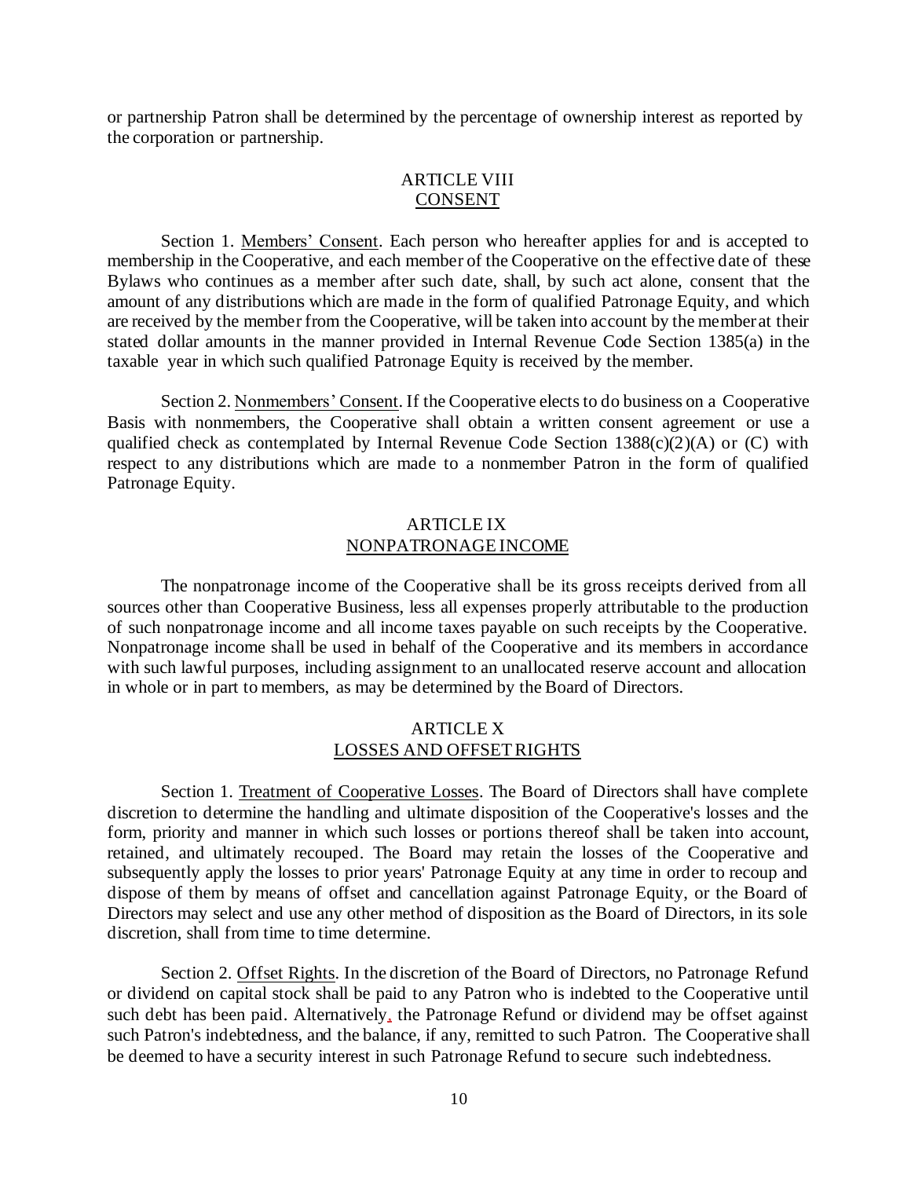or partnership Patron shall be determined by the percentage of ownership interest as reported by the corporation or partnership.

## ARTICLE VIII
## CONSENT

Section 1. Members' Consent. Each person who hereafter applies for and is accepted to membership in the Cooperative, and each member of the Cooperative on the effective date of these Bylaws who continues as a member after such date, shall, by such act alone, consent that the amount of any distributions which are made in the form of qualified Patronage Equity, and which are received by the member from the Cooperative, will be taken into account by the member at their stated dollar amounts in the manner provided in Internal Revenue Code Section 1385(a) in the taxable year in which such qualified Patronage Equity is received by the member.

Section 2. Nonmembers' Consent. If the Cooperative elects to do business on a Cooperative Basis with nonmembers, the Cooperative shall obtain a written consent agreement or use a qualified check as contemplated by Internal Revenue Code Section 1388(c)(2)(A) or (C) with respect to any distributions which are made to a nonmember Patron in the form of qualified Patronage Equity.

## ARTICLE IX
## NONPATRONAGE INCOME

The nonpatronage income of the Cooperative shall be its gross receipts derived from all sources other than Cooperative Business, less all expenses properly attributable to the production of such nonpatronage income and all income taxes payable on such receipts by the Cooperative. Nonpatronage income shall be used in behalf of the Cooperative and its members in accordance with such lawful purposes, including assignment to an unallocated reserve account and allocation in whole or in part to members, as may be determined by the Board of Directors.

## ARTICLE X
## LOSSES AND OFFSET RIGHTS

Section 1. Treatment of Cooperative Losses. The Board of Directors shall have complete discretion to determine the handling and ultimate disposition of the Cooperative's losses and the form, priority and manner in which such losses or portions thereof shall be taken into account, retained, and ultimately recouped. The Board may retain the losses of the Cooperative and subsequently apply the losses to prior years' Patronage Equity at any time in order to recoup and dispose of them by means of offset and cancellation against Patronage Equity, or the Board of Directors may select and use any other method of disposition as the Board of Directors, in its sole discretion, shall from time to time determine.

Section 2. Offset Rights. In the discretion of the Board of Directors, no Patronage Refund or dividend on capital stock shall be paid to any Patron who is indebted to the Cooperative until such debt has been paid. Alternatively, the Patronage Refund or dividend may be offset against such Patron's indebtedness, and the balance, if any, remitted to such Patron. The Cooperative shall be deemed to have a security interest in such Patronage Refund to secure such indebtedness.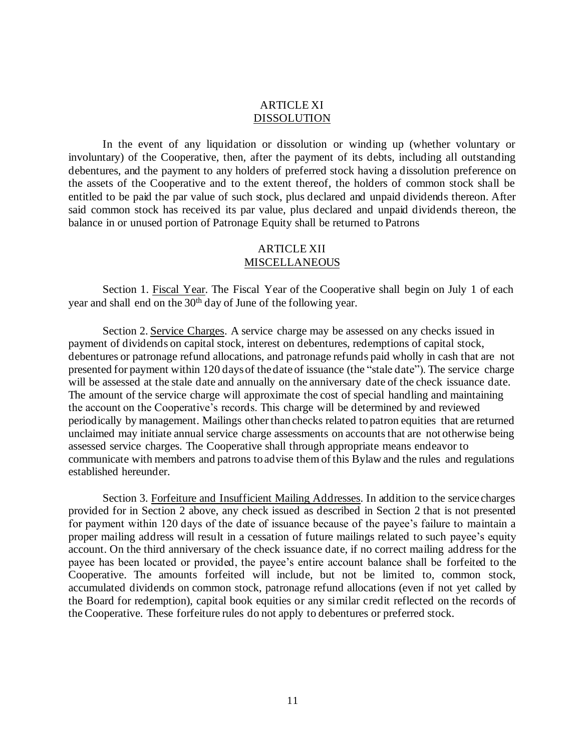## ARTICLE XI
## DISSOLUTION

In the event of any liquidation or dissolution or winding up (whether voluntary or involuntary) of the Cooperative, then, after the payment of its debts, including all outstanding debentures, and the payment to any holders of preferred stock having a dissolution preference on the assets of the Cooperative and to the extent thereof, the holders of common stock shall be entitled to be paid the par value of such stock, plus declared and unpaid dividends thereon. After said common stock has received its par value, plus declared and unpaid dividends thereon, the balance in or unused portion of Patronage Equity shall be returned to Patrons

## ARTICLE XII
## MISCELLANEOUS

Section 1. Fiscal Year. The Fiscal Year of the Cooperative shall begin on July 1 of each year and shall end on the 30th day of June of the following year.

Section 2. Service Charges. A service charge may be assessed on any checks issued in payment of dividends on capital stock, interest on debentures, redemptions of capital stock, debentures or patronage refund allocations, and patronage refunds paid wholly in cash that are not presented for payment within 120 days of the date of issuance (the "stale date"). The service charge will be assessed at the stale date and annually on the anniversary date of the check issuance date. The amount of the service charge will approximate the cost of special handling and maintaining the account on the Cooperative's records. This charge will be determined by and reviewed periodically by management. Mailings other than checks related to patron equities that are returned unclaimed may initiate annual service charge assessments on accounts that are not otherwise being assessed service charges. The Cooperative shall through appropriate means endeavor to communicate with members and patrons to advise them of this Bylaw and the rules and regulations established hereunder.

Section 3. Forfeiture and Insufficient Mailing Addresses. In addition to the service charges provided for in Section 2 above, any check issued as described in Section 2 that is not presented for payment within 120 days of the date of issuance because of the payee's failure to maintain a proper mailing address will result in a cessation of future mailings related to such payee's equity account. On the third anniversary of the check issuance date, if no correct mailing address for the payee has been located or provided, the payee's entire account balance shall be forfeited to the Cooperative. The amounts forfeited will include, but not be limited to, common stock, accumulated dividends on common stock, patronage refund allocations (even if not yet called by the Board for redemption), capital book equities or any similar credit reflected on the records of the Cooperative. These forfeiture rules do not apply to debentures or preferred stock.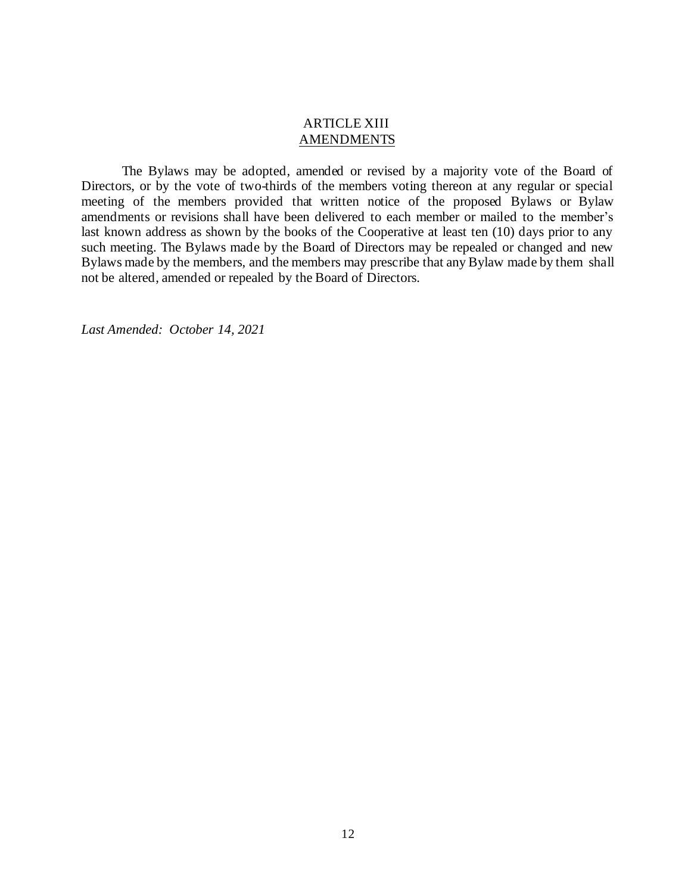## ARTICLE XIII
## AMENDMENTS

The Bylaws may be adopted, amended or revised by a majority vote of the Board of Directors, or by the vote of two-thirds of the members voting thereon at any regular or special meeting of the members provided that written notice of the proposed Bylaws or Bylaw amendments or revisions shall have been delivered to each member or mailed to the member's last known address as shown by the books of the Cooperative at least ten (10) days prior to any such meeting. The Bylaws made by the Board of Directors may be repealed or changed and new Bylaws made by the members, and the members may prescribe that any Bylaw made by them shall not be altered, amended or repealed by the Board of Directors.

*Last Amended: October 14, 2021*